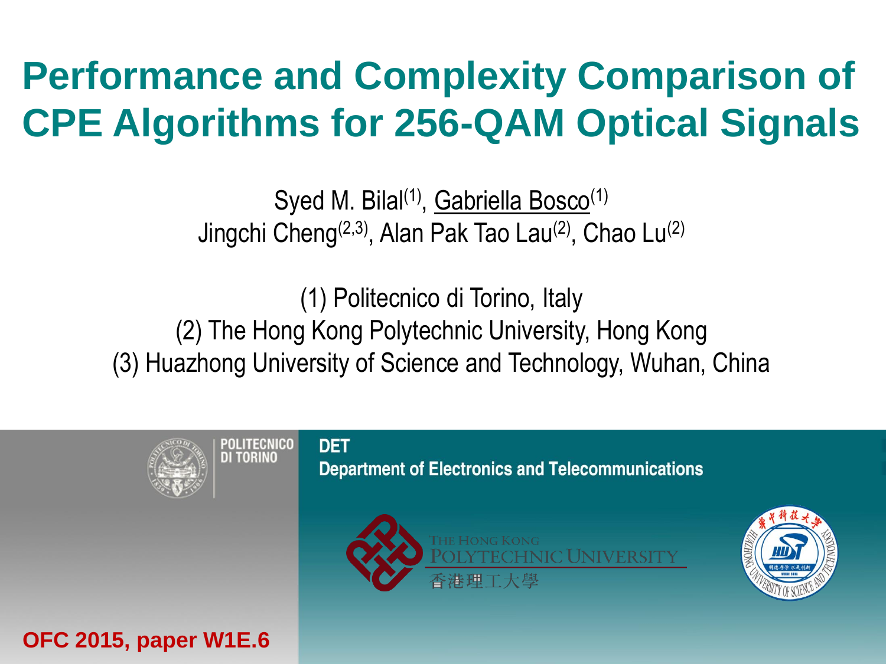# Performance and Complexity Comparison of CPE Algorithms for 256-QAM Optical Signals

Syed M. Bilal[1], Gabriella Bosco[1]
Jingchi Cheng[2,3], Alan Pak Tao Lau[2], Chao Lu[2]

(1) Politecnico di Torino, Italy
(2) The Hong Kong Polytechnic University, Hong Kong
(3) Huazhong University of Science and Technology, Wuhan, China

POLITECNICO DI TORINO

DET
Department of Electronics and Telecommunications

The Hong Kong Polytechnic University
香港理工大學

**OFC 2015, paper W1E.6**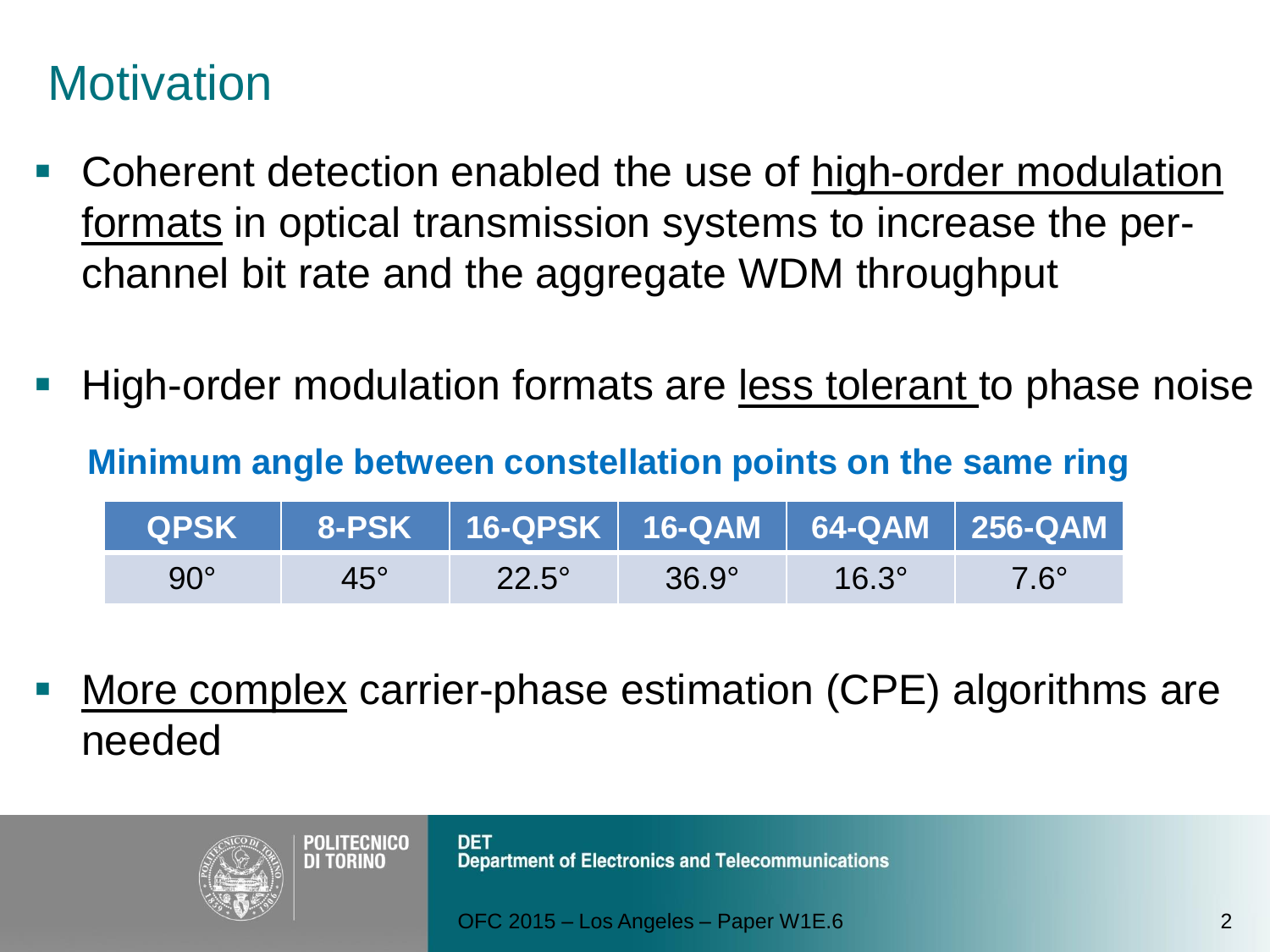# Motivation

- Coherent detection enabled the use of high-order modulation formats in optical transmission systems to increase the per-channel bit rate and the aggregate WDM throughput
- High-order modulation formats are less tolerant to phase noise

**Minimum angle between constellation points on the same ring**

| QPSK | 8-PSK | 16-QPSK | 16-QAM | 64-QAM | 256-QAM |
|---|---|---|---|---|---|
| 90° | 45° | 22.5° | 36.9° | 16.3° | 7.6° |

- More complex carrier-phase estimation (CPE) algorithms are needed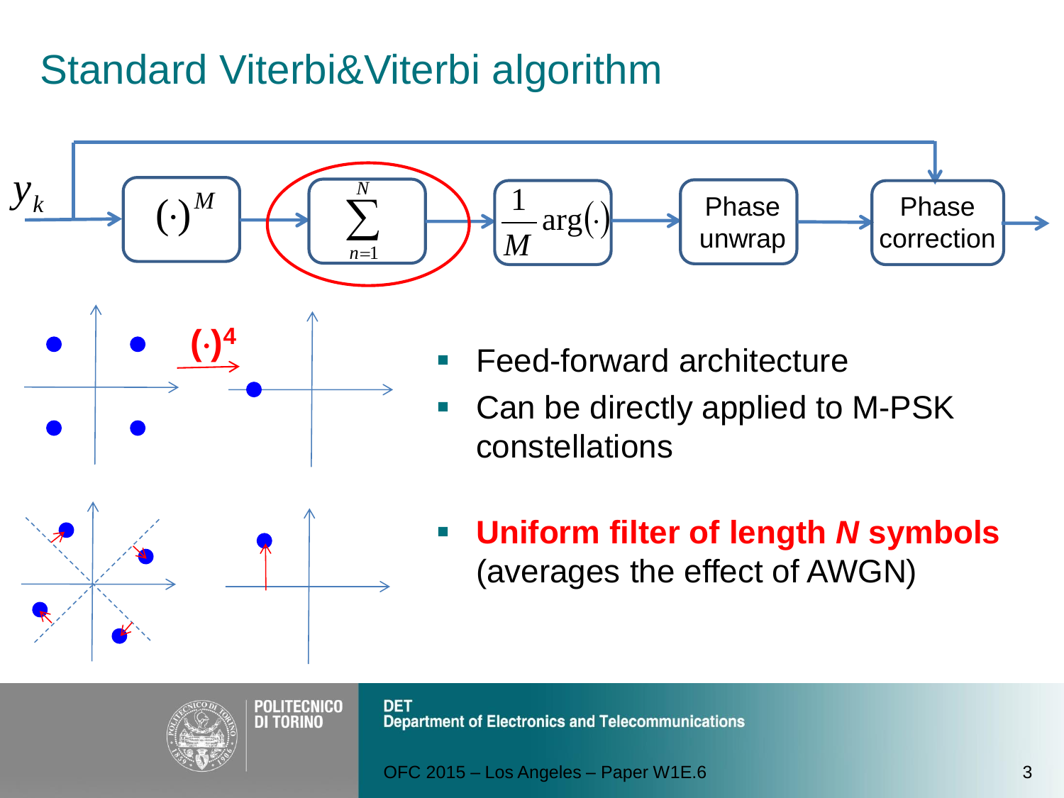# Standard Viterbi&Viterbi algorithm

$y_k$ → $(\cdot)^M$ → $\sum_{n=1}^{N}$ → $\frac{1}{M}\arg(\cdot)$ → Phase unwrap → Phase correction

$(\cdot)^4$

- Feed-forward architecture
- Can be directly applied to M-PSK constellations
- **Uniform filter of length *N* symbols** (averages the effect of AWGN)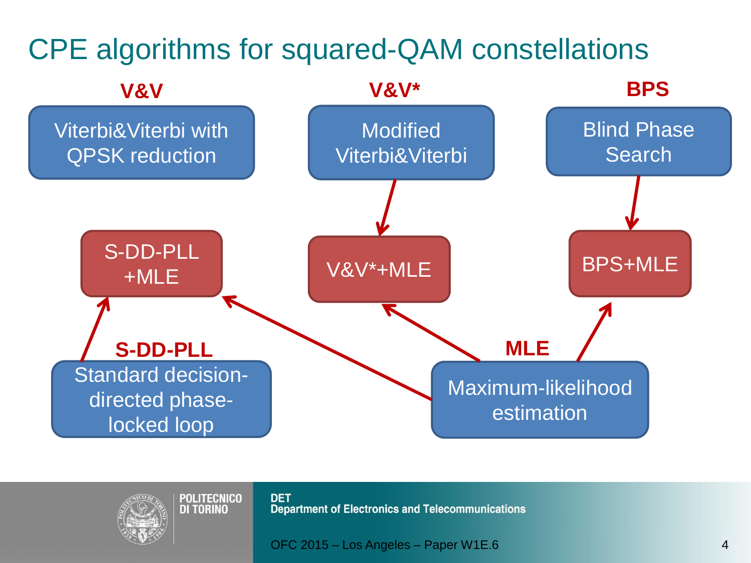# CPE algorithms for squared-QAM constellations

**V&V**

Viterbi&Viterbi with QPSK reduction

**V&V***

Modified Viterbi&Viterbi

**BPS**

Blind Phase Search

S-DD-PLL +MLE

V&V*+MLE

BPS+MLE

**S-DD-PLL**

Standard decision-directed phase-locked loop

**MLE**

Maximum-likelihood estimation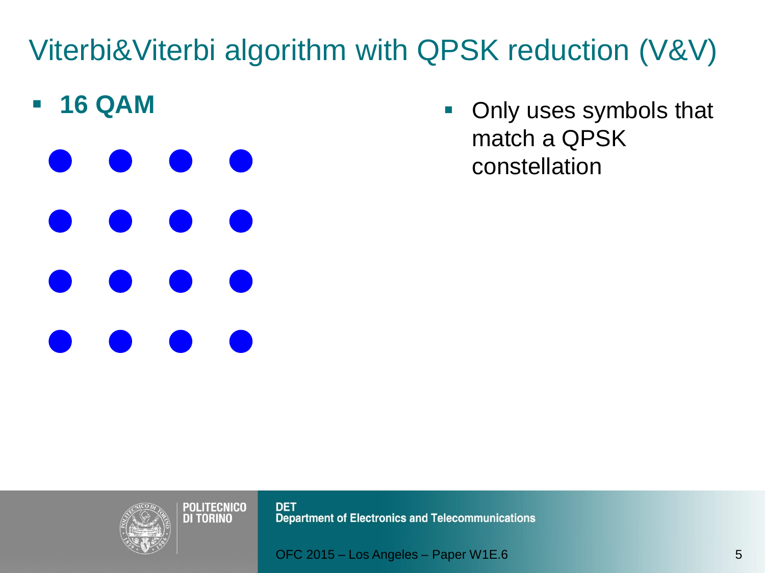# Viterbi&Viterbi algorithm with QPSK reduction (V&V)

- **16 QAM**

- Only uses symbols that match a QPSK constellation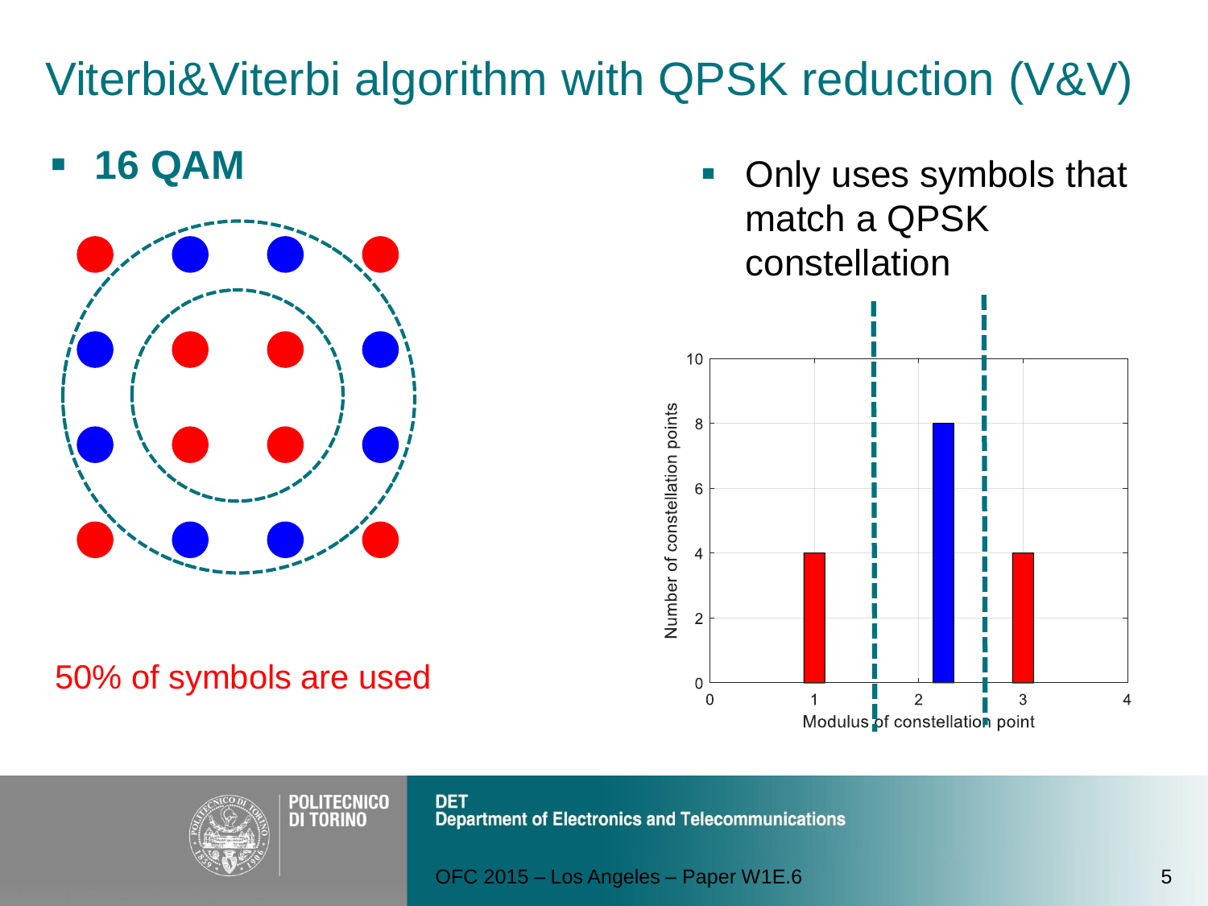# Viterbi&Viterbi algorithm with QPSK reduction (V&V)

- **16 QAM**

50% of symbols are used

- Only uses symbols that match a QPSK constellation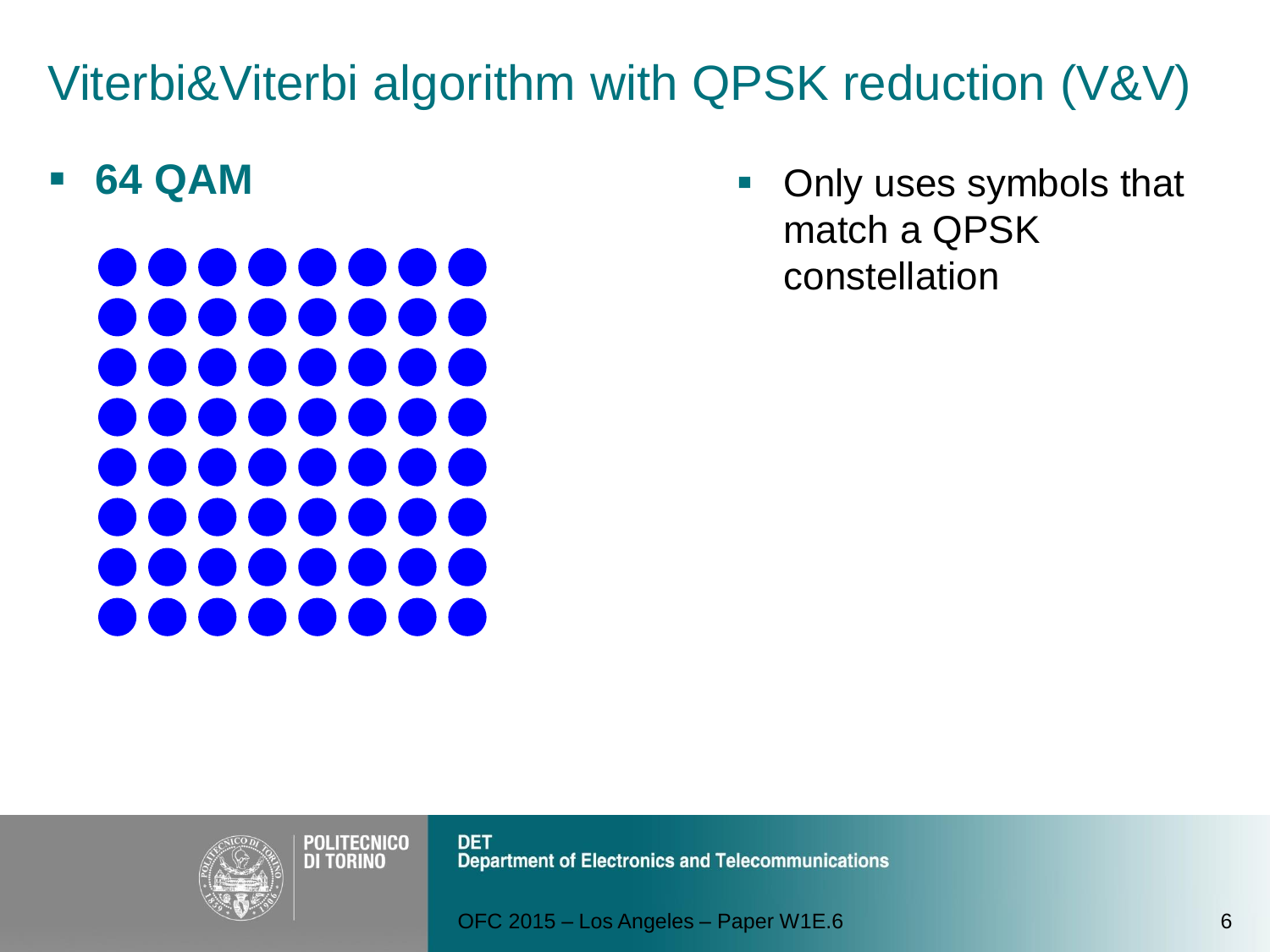# Viterbi&Viterbi algorithm with QPSK reduction (V&V)

- **64 QAM**

- Only uses symbols that match a QPSK constellation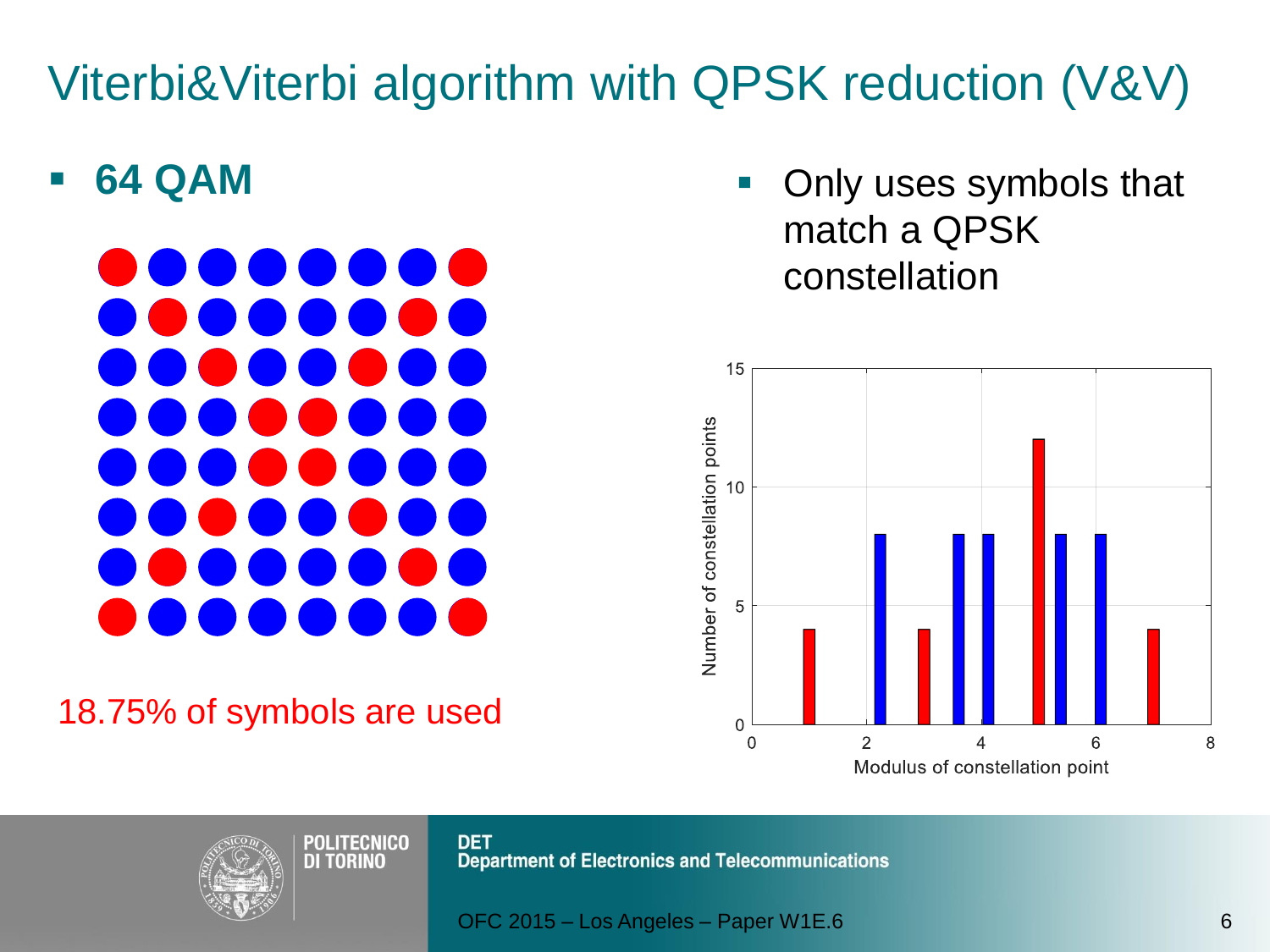# Viterbi&Viterbi algorithm with QPSK reduction (V&V)

- **64 QAM**

18.75% of symbols are used

- Only uses symbols that match a QPSK constellation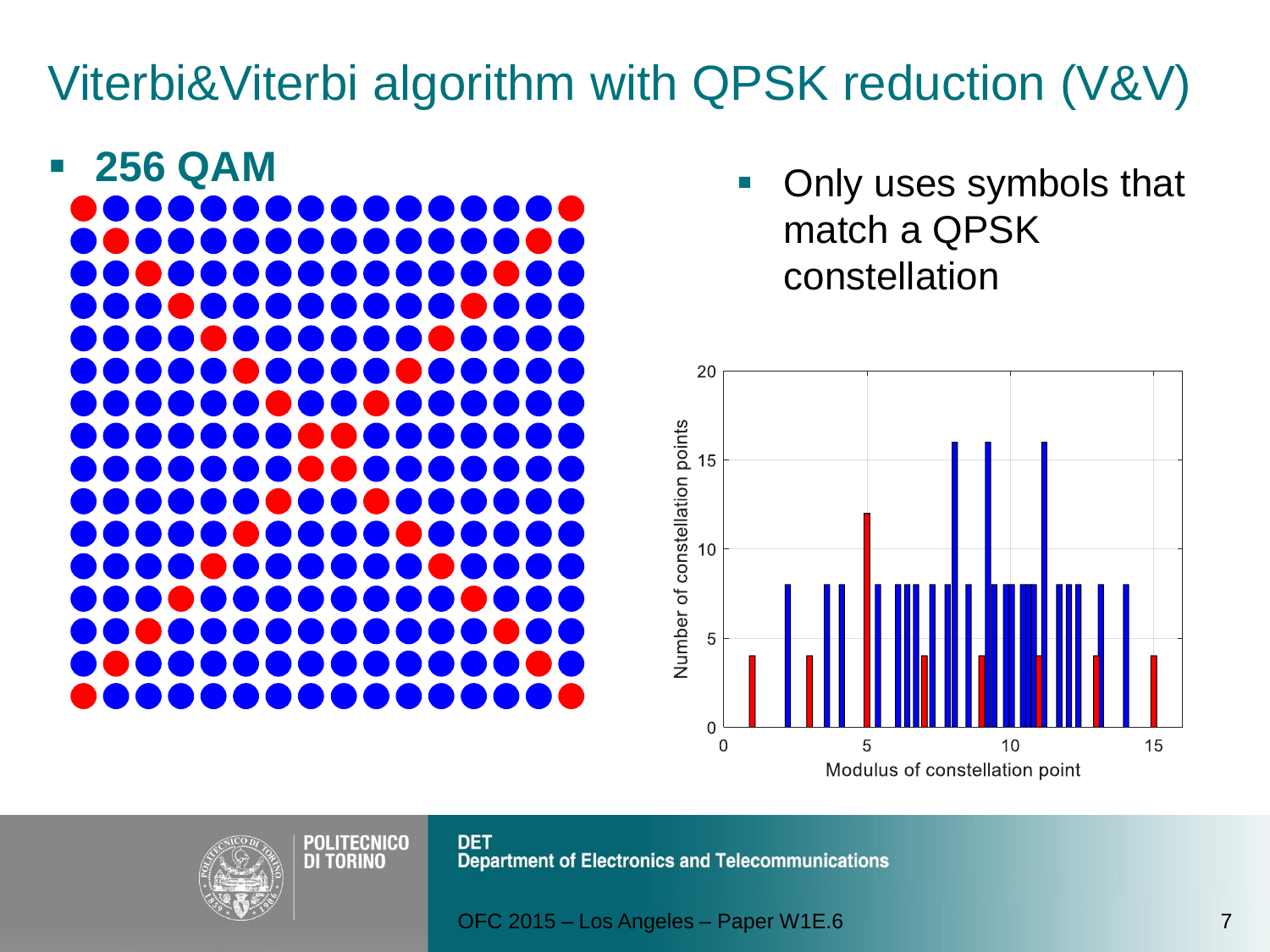# Viterbi&Viterbi algorithm with QPSK reduction (V&V)

- **256 QAM**

- Only uses symbols that match a QPSK constellation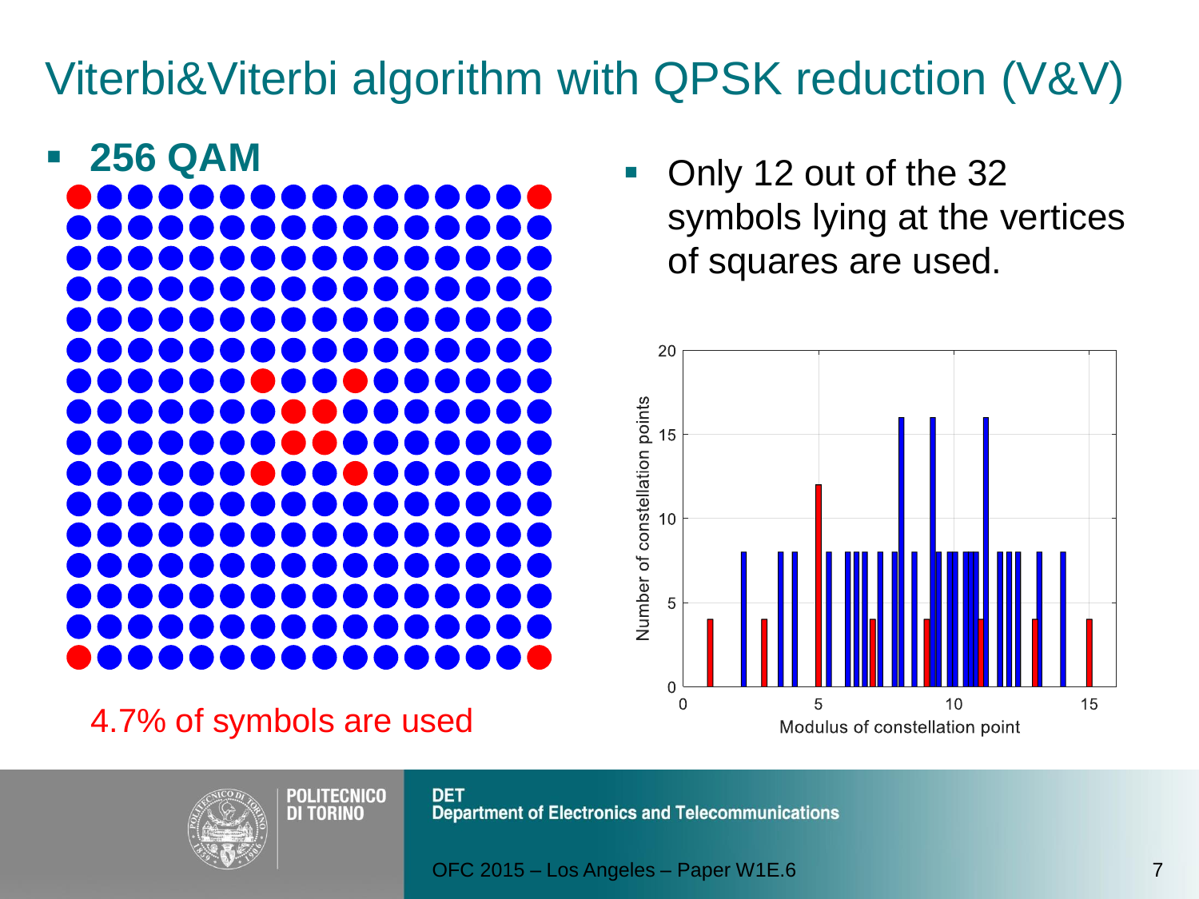# Viterbi&Viterbi algorithm with QPSK reduction (V&V)

- **256 QAM**

4.7% of symbols are used

- Only 12 out of the 32 symbols lying at the vertices of squares are used.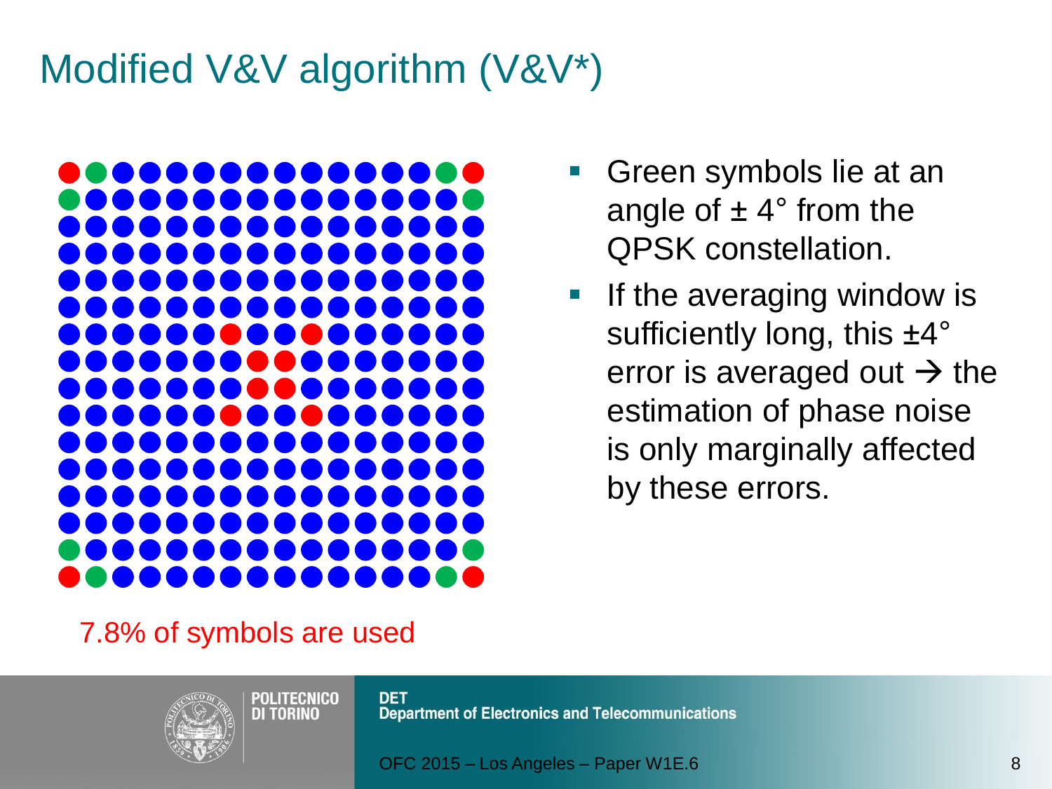# Modified V&V algorithm (V&V*)

- Green symbols lie at an angle of ± 4° from the QPSK constellation.
- If the averaging window is sufficiently long, this ±4° error is averaged out → the estimation of phase noise is only marginally affected by these errors.

7.8% of symbols are used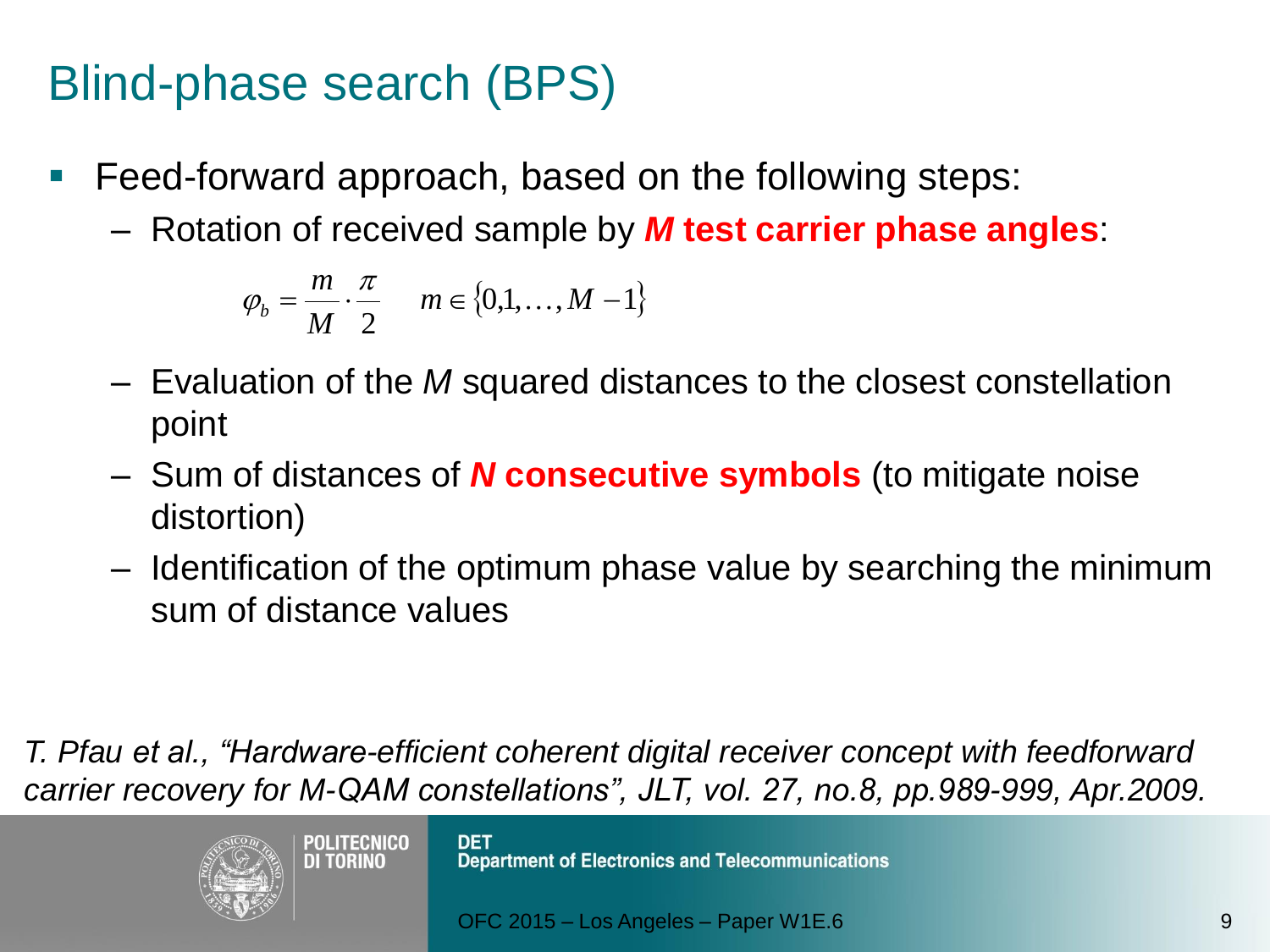# Blind-phase search (BPS)

- Feed-forward approach, based on the following steps:
  - Rotation of received sample by ***M* test carrier phase angles**:

$$\varphi_b = \frac{m}{M} \cdot \frac{\pi}{2} \qquad m \in \{0,1,\ldots,M-1\}$$

  - Evaluation of the *M* squared distances to the closest constellation point
  - Sum of distances of ***N* consecutive symbols** (to mitigate noise distortion)
  - Identification of the optimum phase value by searching the minimum sum of distance values

*T. Pfau et al., "Hardware-efficient coherent digital receiver concept with feedforward carrier recovery for M-QAM constellations", JLT, vol. 27, no.8, pp.989-999, Apr.2009.*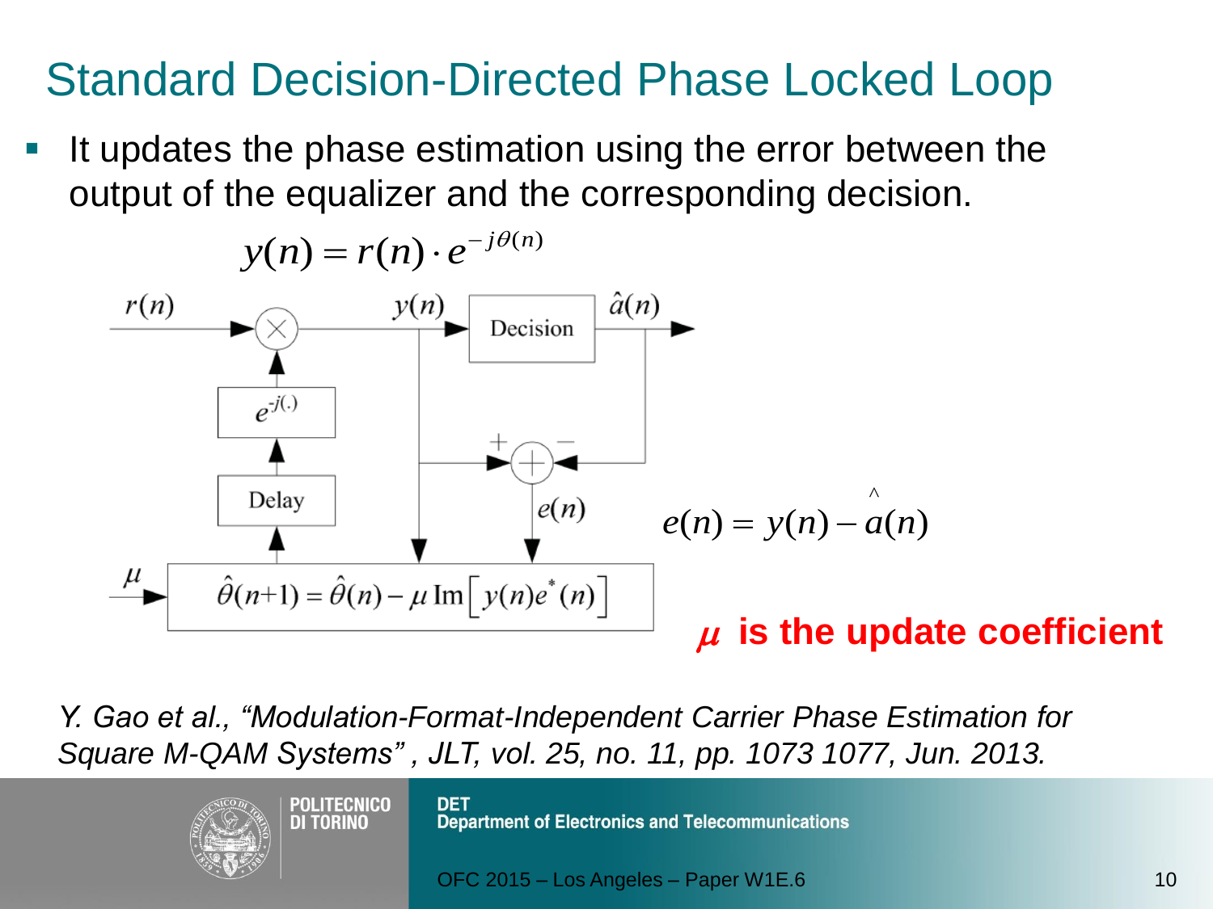# Standard Decision-Directed Phase Locked Loop

- It updates the phase estimation using the error between the output of the equalizer and the corresponding decision.

$$y(n) = r(n) \cdot e^{-j\theta(n)}$$

$$e(n) = y(n) - \hat{a}(n)$$

$$\hat{\theta}(n+1) = \hat{\theta}(n) - \mu \, \mathrm{Im}\left[ y(n) e^{*}(n) \right]$$

**$\mu$ is the update coefficient**

*Y. Gao et al., "Modulation-Format-Independent Carrier Phase Estimation for Square M-QAM Systems" , JLT, vol. 25, no. 11, pp. 1073 1077, Jun. 2013.*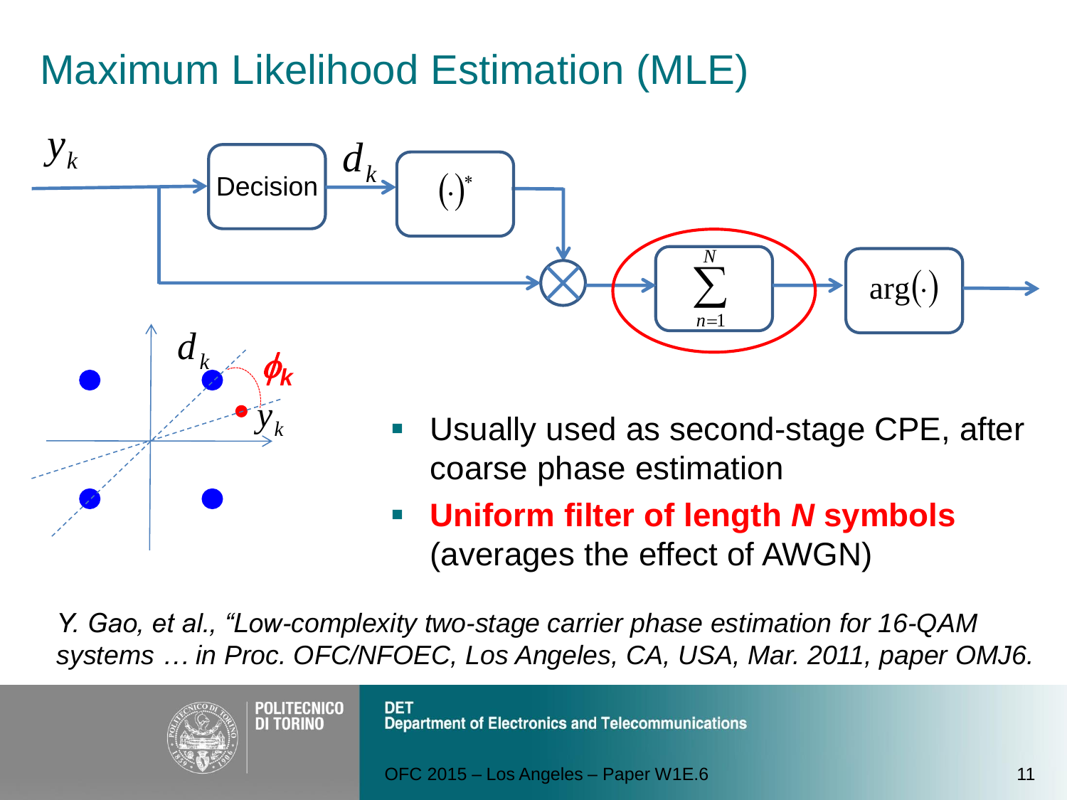# Maximum Likelihood Estimation (MLE)

- Usually used as second-stage CPE, after coarse phase estimation
- **Uniform filter of length *N* symbols** (averages the effect of AWGN)

*Y. Gao, et al., "Low-complexity two-stage carrier phase estimation for 16-QAM systems … in Proc. OFC/NFOEC, Los Angeles, CA, USA, Mar. 2011, paper OMJ6.*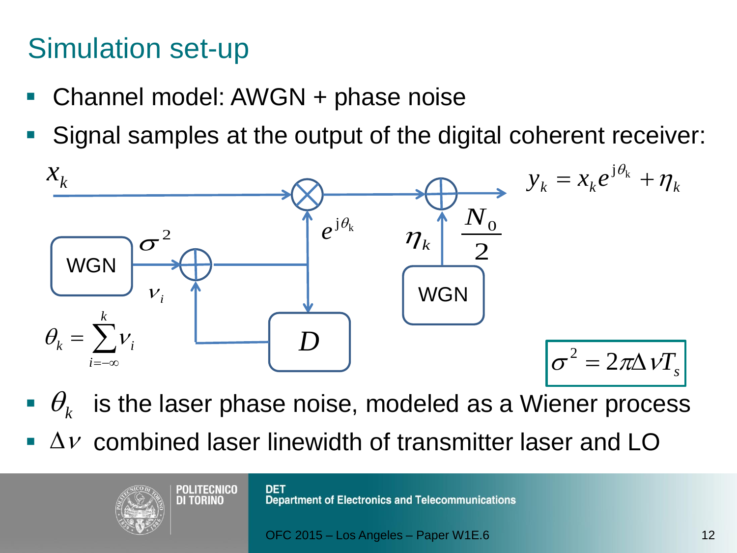# Simulation set-up

- Channel model: AWGN + phase noise
- Signal samples at the output of the digital coherent receiver:

$x_k$ — WGN ($\sigma^2$), $\nu_i$, $D$, $e^{j\theta_k}$, $\eta_k$ — WGN ($\frac{N_0}{2}$)

$$y_k = x_k e^{j\theta_k} + \eta_k$$

$$\theta_k = \sum_{i=-\infty}^{k} \nu_i$$

$$\sigma^2 = 2\pi\Delta\nu T_s$$

- $\theta_k$ is the laser phase noise, modeled as a Wiener process
- $\Delta\nu$ combined laser linewidth of transmitter laser and LO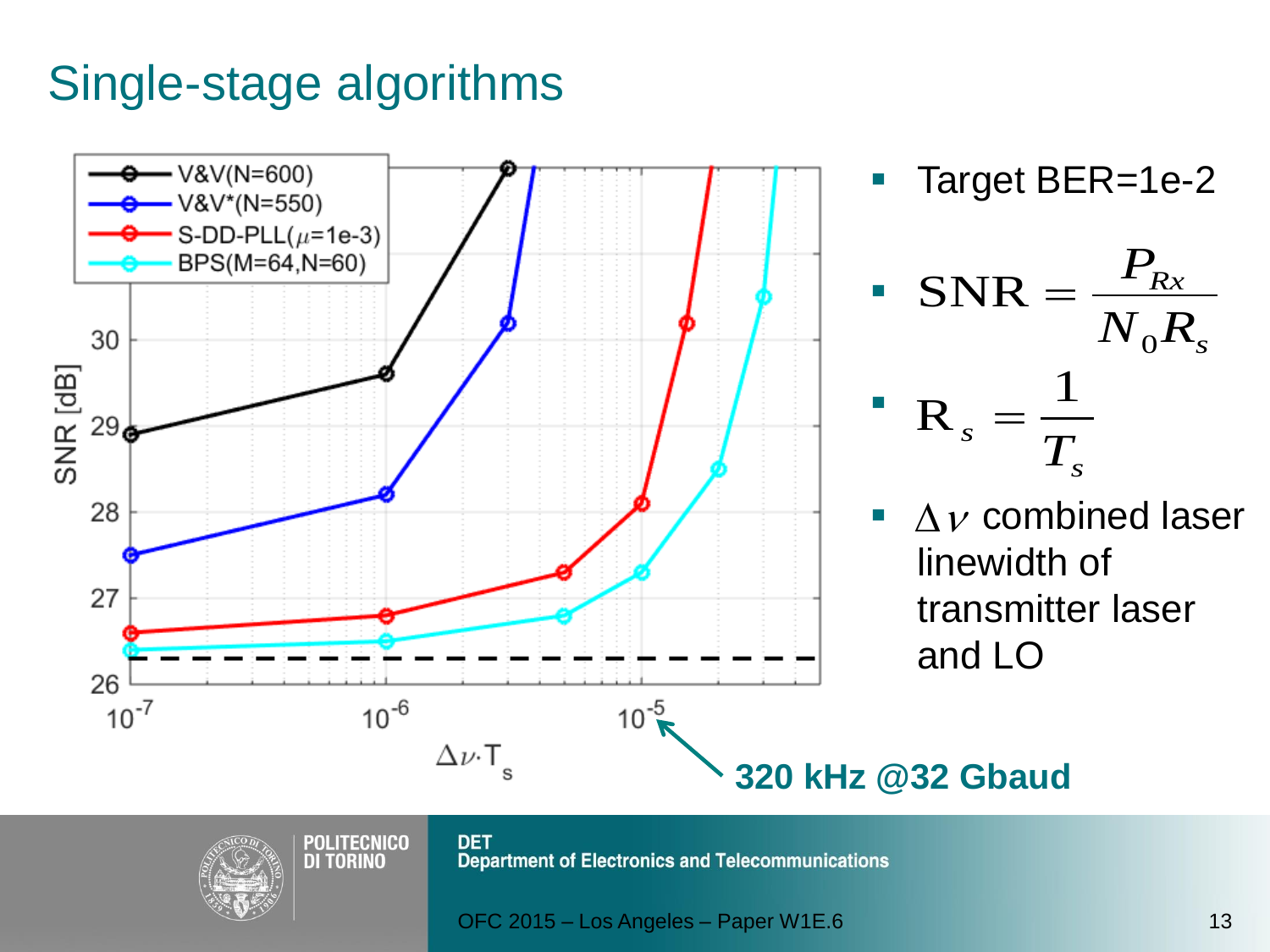# Single-stage algorithms

- Target BER=1e-2
- $\text{SNR} = \dfrac{P_{Rx}}{N_0 R_s}$
- $R_s = \dfrac{1}{T_s}$
- $\Delta\nu$ combined laser linewidth of transmitter laser and LO

**320 kHz @32 Gbaud**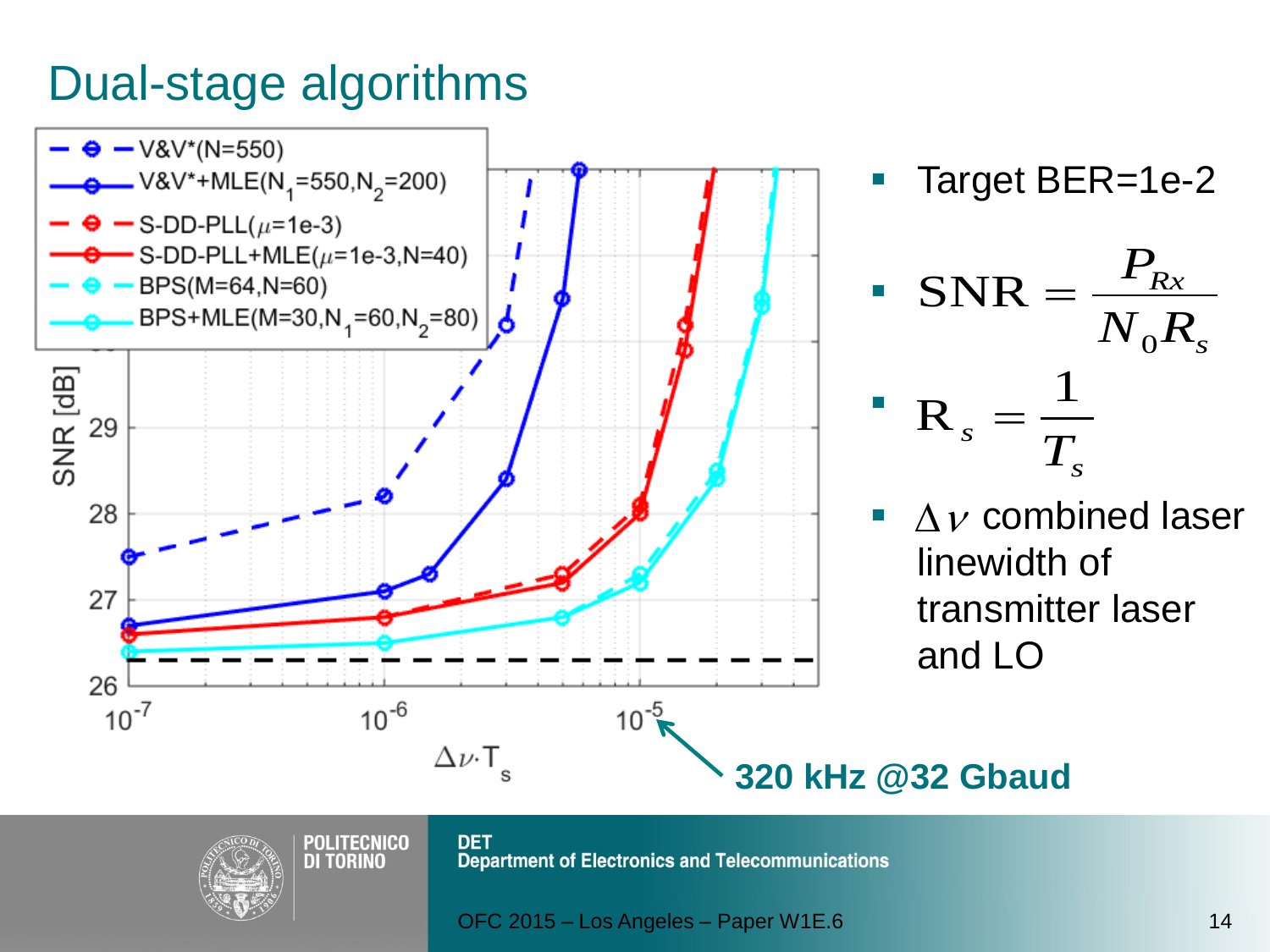# Dual-stage algorithms

- Target BER=1e-2
- $$\mathrm{SNR} = \frac{P_{Rx}}{N_0 R_s}$$
- $$\mathrm{R}_s = \frac{1}{T_s}$$
- $\Delta\nu$ combined laser linewidth of transmitter laser and LO

Legend:
- V&V*(N=550)
- V&V*+MLE($N_1$=550,$N_2$=200)
- S-DD-PLL($\mu$=1e-3)
- S-DD-PLL+MLE($\mu$=1e-3,N=40)
- BPS(M=64,N=60)
- BPS+MLE(M=30,$N_1$=60,$N_2$=80)

SNR [dB]

$\Delta\nu \cdot T_s$

320 kHz @32 Gbaud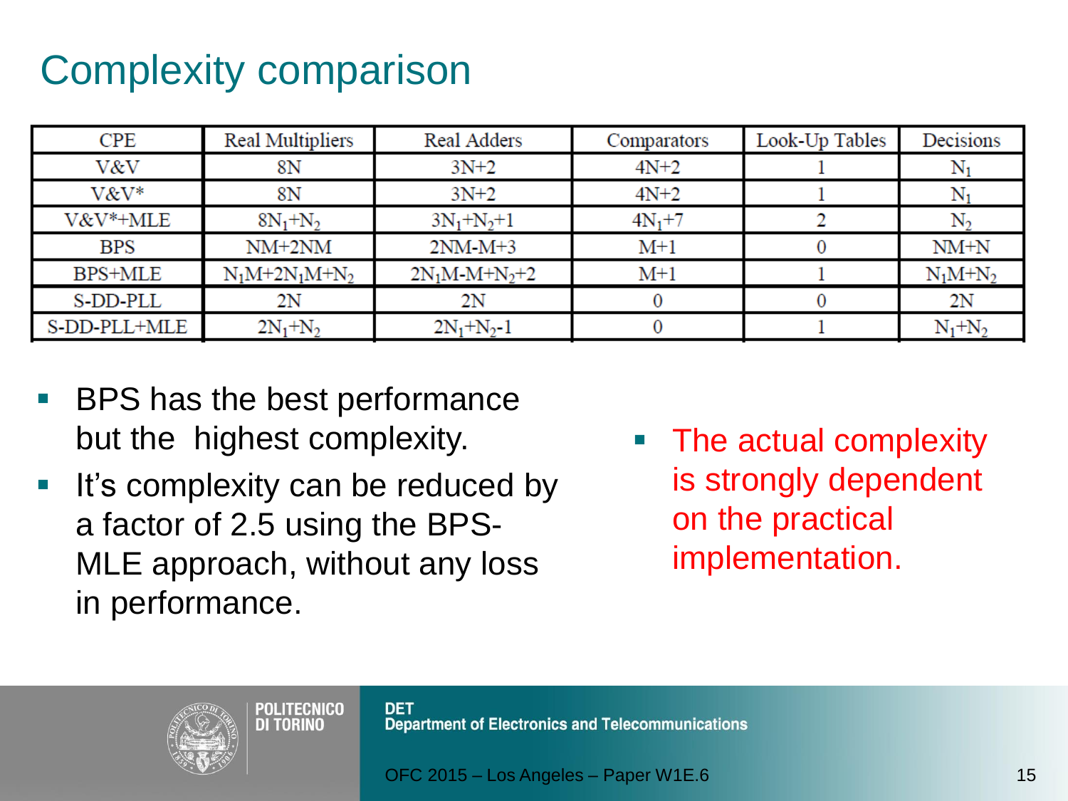# Complexity comparison

| CPE | Real Multipliers | Real Adders | Comparators | Look-Up Tables | Decisions |
|---|---|---|---|---|---|
| V&V | 8N | 3N+2 | 4N+2 | 1 | $N_1$ |
| V&V* | 8N | 3N+2 | 4N+2 | 1 | $N_1$ |
| V&V*+MLE | $8N_1+N_2$ | $3N_1+N_2+1$ | $4N_1+7$ | 2 | $N_2$ |
| BPS | NM+2NM | 2NM-M+3 | M+1 | 0 | NM+N |
| BPS+MLE | $N_1M+2N_1M+N_2$ | $2N_1M-M+N_2+2$ | M+1 | 1 | $N_1M+N_2$ |
| S-DD-PLL | 2N | 2N | 0 | 0 | 2N |
| S-DD-PLL+MLE | $2N_1+N_2$ | $2N_1+N_2-1$ | 0 | 1 | $N_1+N_2$ |

- BPS has the best performance but the highest complexity.
- It's complexity can be reduced by a factor of 2.5 using the BPS-MLE approach, without any loss in performance.

- The actual complexity is strongly dependent on the practical implementation.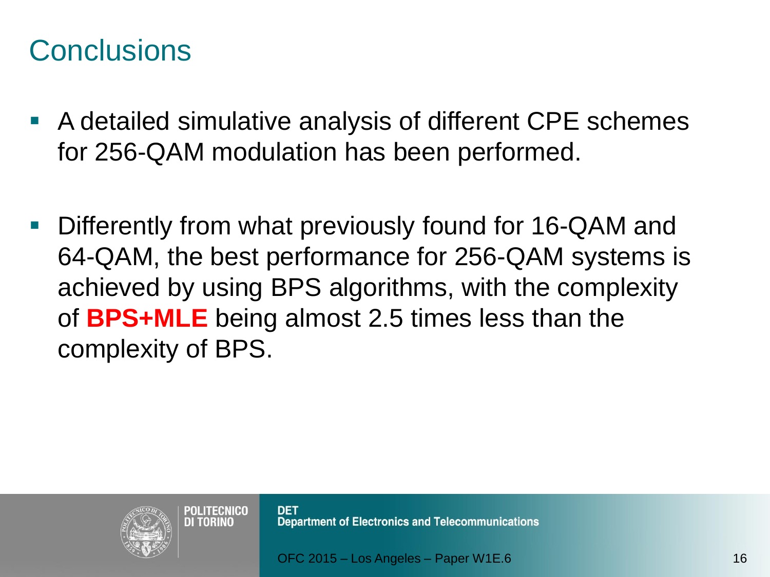# Conclusions

- A detailed simulative analysis of different CPE schemes for 256-QAM modulation has been performed.

- Differently from what previously found for 16-QAM and 64-QAM, the best performance for 256-QAM systems is achieved by using BPS algorithms, with the complexity of **BPS+MLE** being almost 2.5 times less than the complexity of BPS.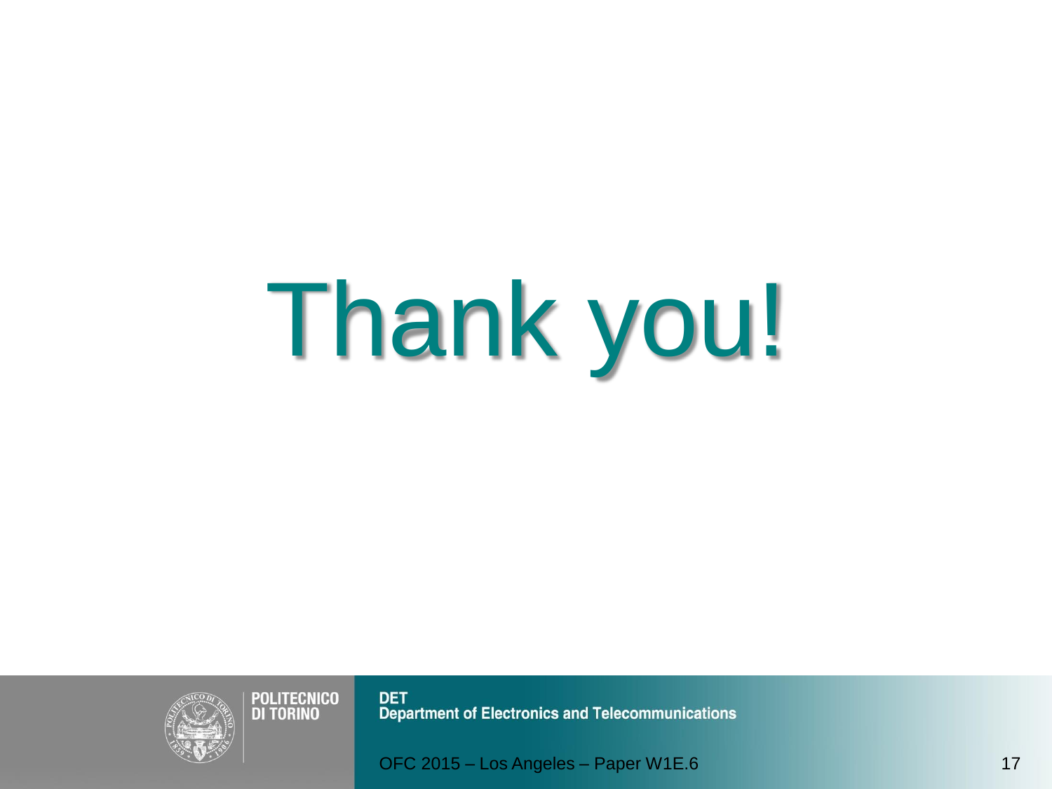# Thank you!